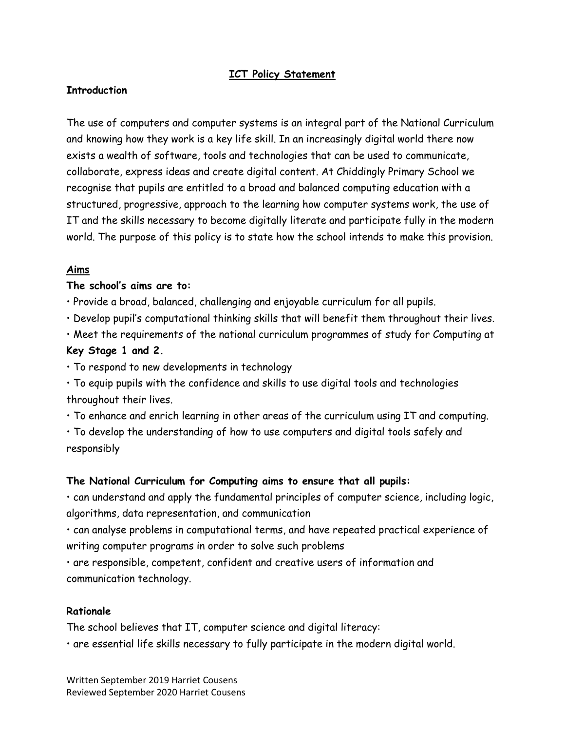# ICT Policy Statement

## Introduction

The use of computers and computer systems is an integral part of the National Curriculum and knowing how they work is a key life skill. In an increasingly digital world there now exists a wealth of software, tools and technologies that can be used to communicate, collaborate, express ideas and create digital content. At Chiddingly Primary School we recognise that pupils are entitled to a broad and balanced computing education with a structured, progressive, approach to the learning how computer systems work, the use of IT and the skills necessary to become digitally literate and participate fully in the modern world. The purpose of this policy is to state how the school intends to make this provision.

## Aims

**The school's aims are to:**

- Provide a broad, balanced, challenging and enjoyable curriculum for all pupils.
- Develop pupil's computational thinking skills that will benefit them throughout their lives.
- Meet the requirements of the national curriculum programmes of study for Computing at **Key Stage 1 and 2.**
- To respond to new developments in technology
- To equip pupils with the confidence and skills to use digital tools and technologies throughout their lives.
- To enhance and enrich learning in other areas of the curriculum using IT and computing.
- To develop the understanding of how to use computers and digital tools safely and responsibly

**The National Curriculum for Computing aims to ensure that all pupils:**

- can understand and apply the fundamental principles of computer science, including logic, algorithms, data representation, and communication
- can analyse problems in computational terms, and have repeated practical experience of writing computer programs in order to solve such problems
- are responsible, competent, confident and creative users of information and communication technology.

## Rationale

The school believes that IT, computer science and digital literacy:

- are essential life skills necessary to fully participate in the modern digital world.

Written September 2019 Harriet Cousens
Reviewed September 2020 Harriet Cousens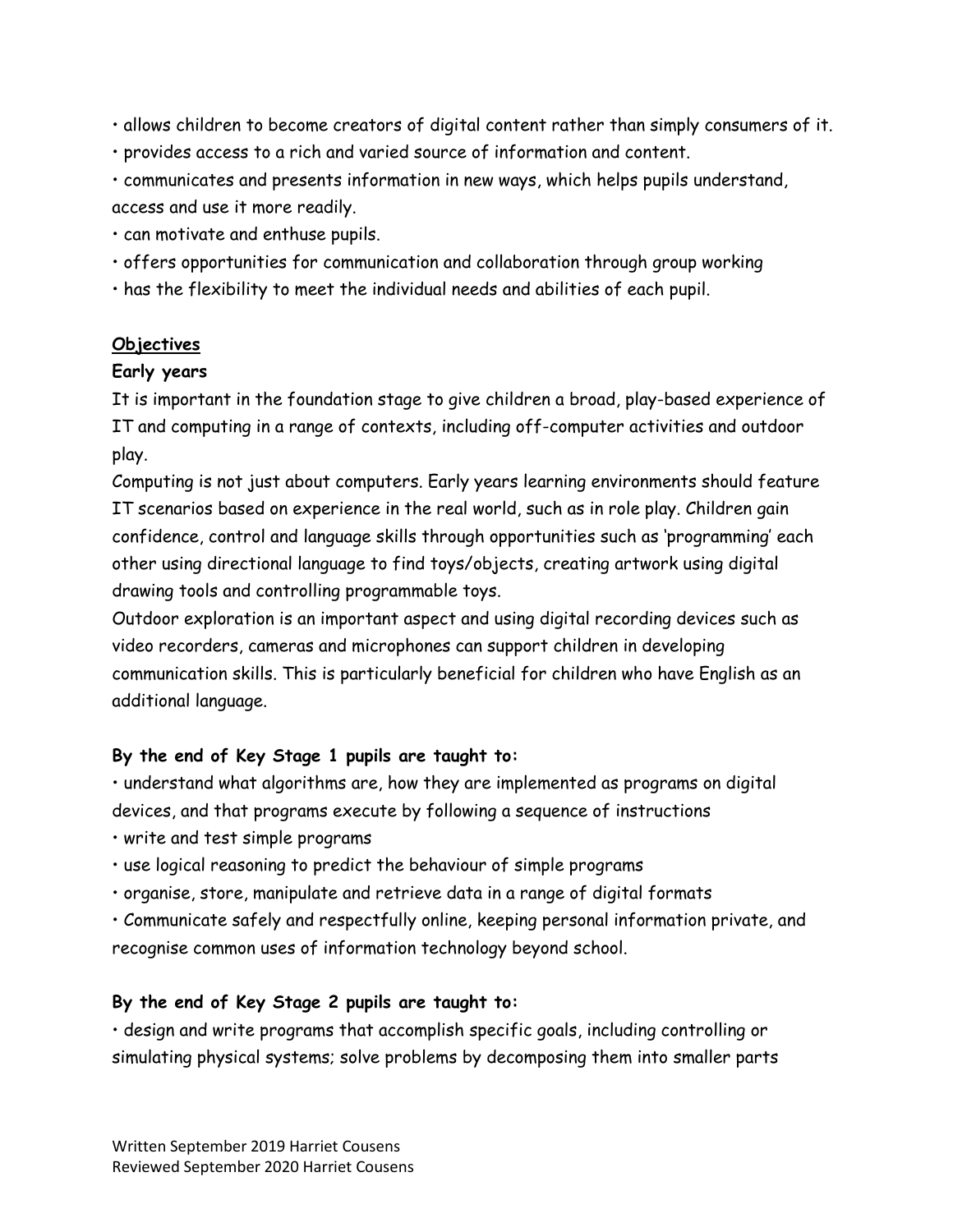- allows children to become creators of digital content rather than simply consumers of it.
- provides access to a rich and varied source of information and content.
- communicates and presents information in new ways, which helps pupils understand, access and use it more readily.
- can motivate and enthuse pupils.
- offers opportunities for communication and collaboration through group working
- has the flexibility to meet the individual needs and abilities of each pupil.

## Objectives

### Early years

It is important in the foundation stage to give children a broad, play-based experience of IT and computing in a range of contexts, including off-computer activities and outdoor play.

Computing is not just about computers. Early years learning environments should feature IT scenarios based on experience in the real world, such as in role play. Children gain confidence, control and language skills through opportunities such as 'programming' each other using directional language to find toys/objects, creating artwork using digital drawing tools and controlling programmable toys.

Outdoor exploration is an important aspect and using digital recording devices such as video recorders, cameras and microphones can support children in developing communication skills. This is particularly beneficial for children who have English as an additional language.

### By the end of Key Stage 1 pupils are taught to:

- understand what algorithms are, how they are implemented as programs on digital devices, and that programs execute by following a sequence of instructions
- write and test simple programs
- use logical reasoning to predict the behaviour of simple programs
- organise, store, manipulate and retrieve data in a range of digital formats
- Communicate safely and respectfully online, keeping personal information private, and recognise common uses of information technology beyond school.

### By the end of Key Stage 2 pupils are taught to:

- design and write programs that accomplish specific goals, including controlling or simulating physical systems; solve problems by decomposing them into smaller parts

Written September 2019 Harriet Cousens
Reviewed September 2020 Harriet Cousens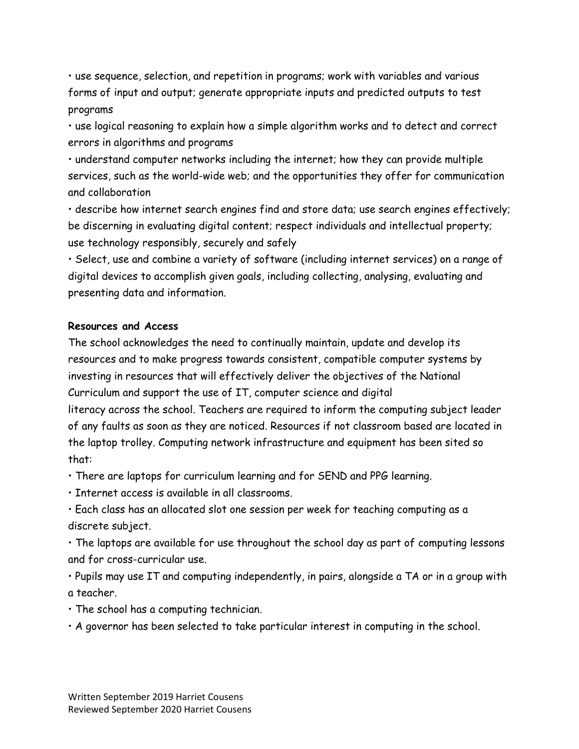- use sequence, selection, and repetition in programs; work with variables and various forms of input and output; generate appropriate inputs and predicted outputs to test programs
- use logical reasoning to explain how a simple algorithm works and to detect and correct errors in algorithms and programs
- understand computer networks including the internet; how they can provide multiple services, such as the world-wide web; and the opportunities they offer for communication and collaboration
- describe how internet search engines find and store data; use search engines effectively; be discerning in evaluating digital content; respect individuals and intellectual property; use technology responsibly, securely and safely
- Select, use and combine a variety of software (including internet services) on a range of digital devices to accomplish given goals, including collecting, analysing, evaluating and presenting data and information.

**Resources and Access**

The school acknowledges the need to continually maintain, update and develop its resources and to make progress towards consistent, compatible computer systems by investing in resources that will effectively deliver the objectives of the National Curriculum and support the use of IT, computer science and digital literacy across the school. Teachers are required to inform the computing subject leader of any faults as soon as they are noticed. Resources if not classroom based are located in the laptop trolley. Computing network infrastructure and equipment has been sited so that:

- There are laptops for curriculum learning and for SEND and PPG learning.
- Internet access is available in all classrooms.
- Each class has an allocated slot one session per week for teaching computing as a discrete subject.
- The laptops are available for use throughout the school day as part of computing lessons and for cross-curricular use.
- Pupils may use IT and computing independently, in pairs, alongside a TA or in a group with a teacher.
- The school has a computing technician.
- A governor has been selected to take particular interest in computing in the school.

Written September 2019 Harriet Cousens
Reviewed September 2020 Harriet Cousens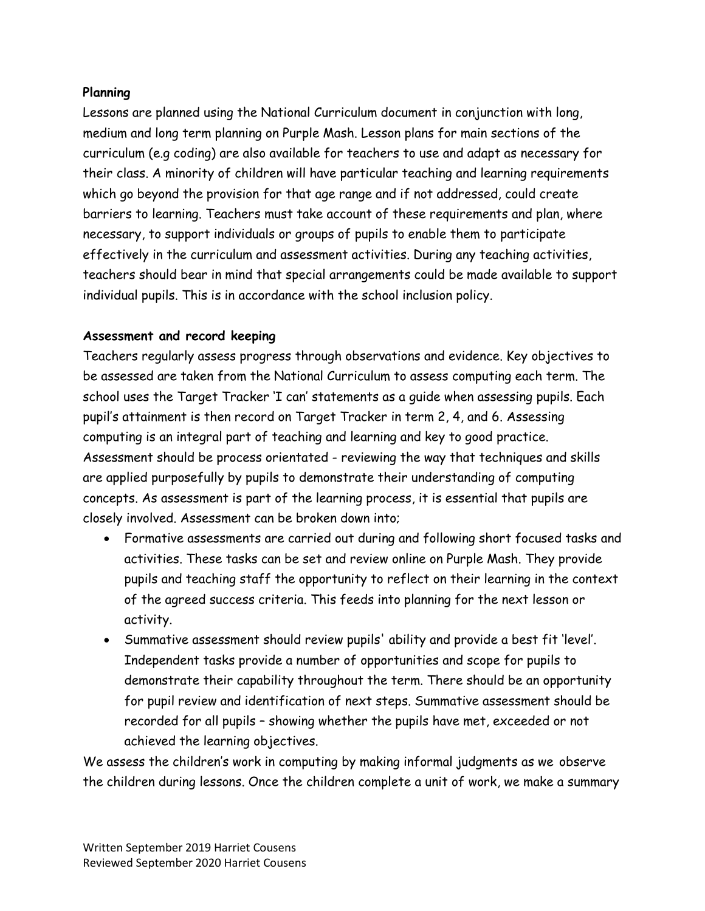**Planning**

Lessons are planned using the National Curriculum document in conjunction with long, medium and long term planning on Purple Mash. Lesson plans for main sections of the curriculum (e.g coding) are also available for teachers to use and adapt as necessary for their class. A minority of children will have particular teaching and learning requirements which go beyond the provision for that age range and if not addressed, could create barriers to learning. Teachers must take account of these requirements and plan, where necessary, to support individuals or groups of pupils to enable them to participate effectively in the curriculum and assessment activities. During any teaching activities, teachers should bear in mind that special arrangements could be made available to support individual pupils. This is in accordance with the school inclusion policy.

**Assessment and record keeping**

Teachers regularly assess progress through observations and evidence. Key objectives to be assessed are taken from the National Curriculum to assess computing each term. The school uses the Target Tracker 'I can' statements as a guide when assessing pupils. Each pupil's attainment is then record on Target Tracker in term 2, 4, and 6. Assessing computing is an integral part of teaching and learning and key to good practice. Assessment should be process orientated - reviewing the way that techniques and skills are applied purposefully by pupils to demonstrate their understanding of computing concepts. As assessment is part of the learning process, it is essential that pupils are closely involved. Assessment can be broken down into;

- Formative assessments are carried out during and following short focused tasks and activities. These tasks can be set and review online on Purple Mash. They provide pupils and teaching staff the opportunity to reflect on their learning in the context of the agreed success criteria. This feeds into planning for the next lesson or activity.
- Summative assessment should review pupils' ability and provide a best fit 'level'. Independent tasks provide a number of opportunities and scope for pupils to demonstrate their capability throughout the term. There should be an opportunity for pupil review and identification of next steps. Summative assessment should be recorded for all pupils – showing whether the pupils have met, exceeded or not achieved the learning objectives.

We assess the children's work in computing by making informal judgments as we observe the children during lessons. Once the children complete a unit of work, we make a summary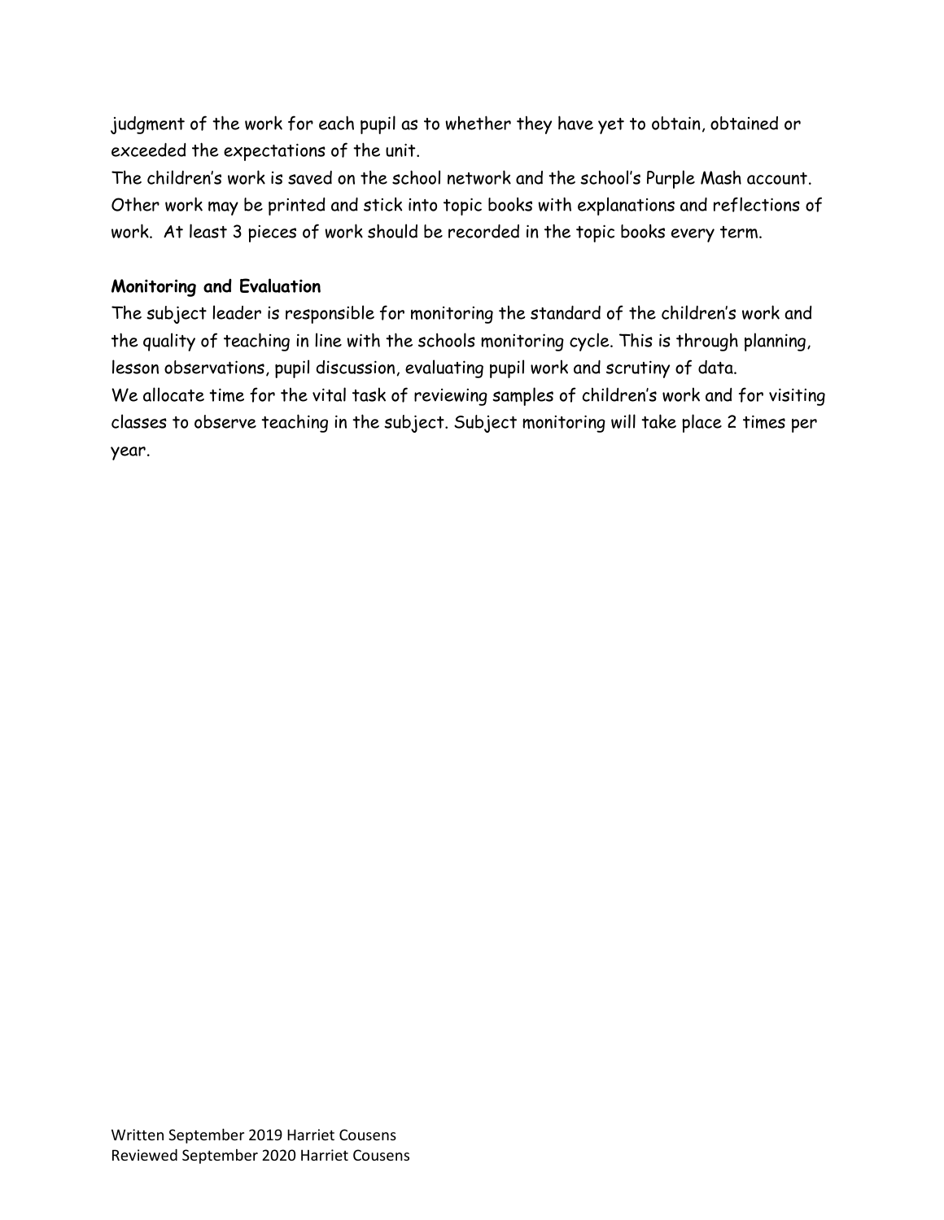judgment of the work for each pupil as to whether they have yet to obtain, obtained or exceeded the expectations of the unit.

The children's work is saved on the school network and the school's Purple Mash account. Other work may be printed and stick into topic books with explanations and reflections of work. At least 3 pieces of work should be recorded in the topic books every term.

**Monitoring and Evaluation**

The subject leader is responsible for monitoring the standard of the children's work and the quality of teaching in line with the schools monitoring cycle. This is through planning, lesson observations, pupil discussion, evaluating pupil work and scrutiny of data.

We allocate time for the vital task of reviewing samples of children's work and for visiting classes to observe teaching in the subject. Subject monitoring will take place 2 times per year.

Written September 2019 Harriet Cousens
Reviewed September 2020 Harriet Cousens